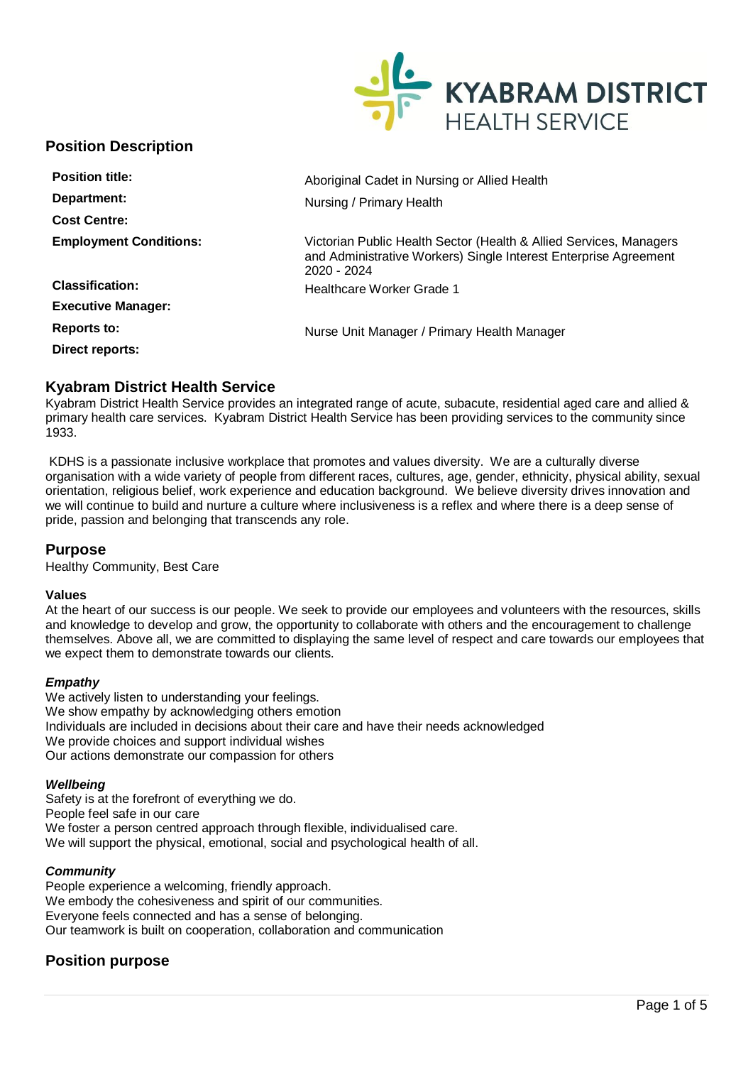## Position Description

| | |
|---|---|
| **Position title:** | Aboriginal Cadet in Nursing or Allied Health |
| **Department:** | Nursing / Primary Health |
| **Cost Centre:** | |
| **Employment Conditions:** | Victorian Public Health Sector (Health & Allied Services, Managers and Administrative Workers) Single Interest Enterprise Agreement 2020 - 2024 |
| **Classification:** | Healthcare Worker Grade 1 |
| **Executive Manager:** | |
| **Reports to:** | Nurse Unit Manager / Primary Health Manager |
| **Direct reports:** | |

## Kyabram District Health Service

Kyabram District Health Service provides an integrated range of acute, subacute, residential aged care and allied & primary health care services. Kyabram District Health Service has been providing services to the community since 1933.

KDHS is a passionate inclusive workplace that promotes and values diversity. We are a culturally diverse organisation with a wide variety of people from different races, cultures, age, gender, ethnicity, physical ability, sexual orientation, religious belief, work experience and education background. We believe diversity drives innovation and we will continue to build and nurture a culture where inclusiveness is a reflex and where there is a deep sense of pride, passion and belonging that transcends any role.

## Purpose

Healthy Community, Best Care

### Values

At the heart of our success is our people. We seek to provide our employees and volunteers with the resources, skills and knowledge to develop and grow, the opportunity to collaborate with others and the encouragement to challenge themselves. Above all, we are committed to displaying the same level of respect and care towards our employees that we expect them to demonstrate towards our clients.

***Empathy***

We actively listen to understanding your feelings.
We show empathy by acknowledging others emotion
Individuals are included in decisions about their care and have their needs acknowledged
We provide choices and support individual wishes
Our actions demonstrate our compassion for others

***Wellbeing***

Safety is at the forefront of everything we do.
People feel safe in our care
We foster a person centred approach through flexible, individualised care.
We will support the physical, emotional, social and psychological health of all.

***Community***

People experience a welcoming, friendly approach.
We embody the cohesiveness and spirit of our communities.
Everyone feels connected and has a sense of belonging.
Our teamwork is built on cooperation, collaboration and communication

## Position purpose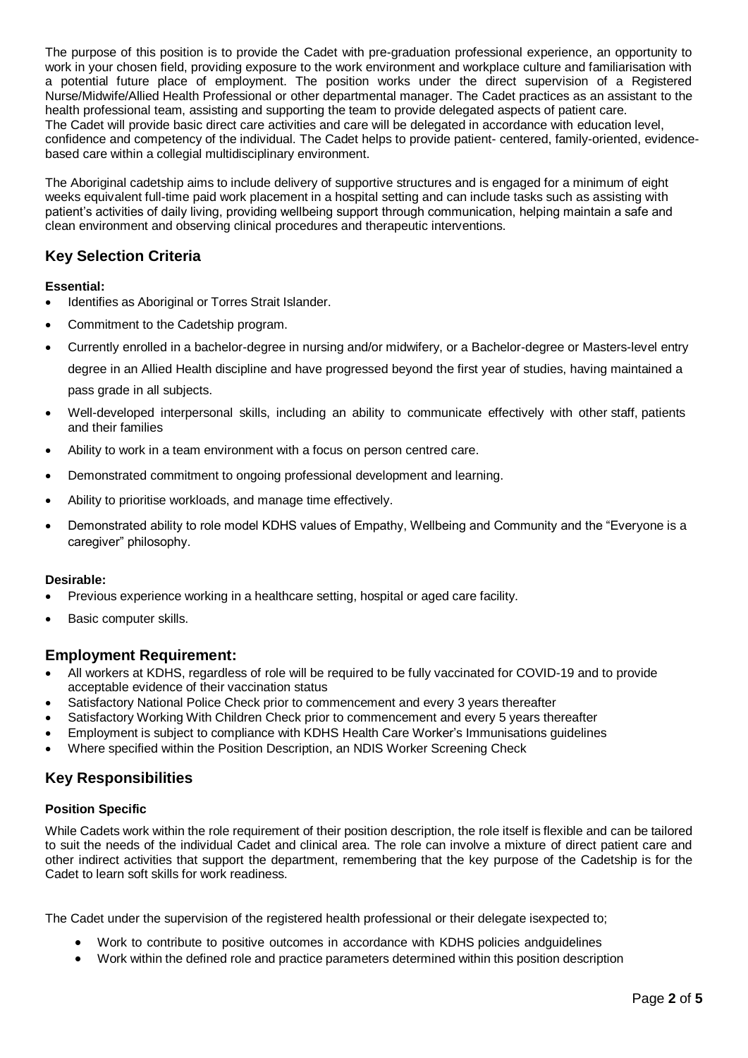The purpose of this position is to provide the Cadet with pre-graduation professional experience, an opportunity to work in your chosen field, providing exposure to the work environment and workplace culture and familiarisation with a potential future place of employment. The position works under the direct supervision of a Registered Nurse/Midwife/Allied Health Professional or other departmental manager. The Cadet practices as an assistant to the health professional team, assisting and supporting the team to provide delegated aspects of patient care.
The Cadet will provide basic direct care activities and care will be delegated in accordance with education level, confidence and competency of the individual. The Cadet helps to provide patient- centered, family-oriented, evidence-based care within a collegial multidisciplinary environment.

The Aboriginal cadetship aims to include delivery of supportive structures and is engaged for a minimum of eight weeks equivalent full-time paid work placement in a hospital setting and can include tasks such as assisting with patient's activities of daily living, providing wellbeing support through communication, helping maintain a safe and clean environment and observing clinical procedures and therapeutic interventions.

## Key Selection Criteria

**Essential:**

- Identifies as Aboriginal or Torres Strait Islander.
- Commitment to the Cadetship program.
- Currently enrolled in a bachelor-degree in nursing and/or midwifery, or a Bachelor-degree or Masters-level entry degree in an Allied Health discipline and have progressed beyond the first year of studies, having maintained a pass grade in all subjects.
- Well-developed interpersonal skills, including an ability to communicate effectively with other staff, patients and their families
- Ability to work in a team environment with a focus on person centred care.
- Demonstrated commitment to ongoing professional development and learning.
- Ability to prioritise workloads, and manage time effectively.
- Demonstrated ability to role model KDHS values of Empathy, Wellbeing and Community and the "Everyone is a caregiver" philosophy.

**Desirable:**

- Previous experience working in a healthcare setting, hospital or aged care facility.
- Basic computer skills.

## Employment Requirement:

- All workers at KDHS, regardless of role will be required to be fully vaccinated for COVID-19 and to provide acceptable evidence of their vaccination status
- Satisfactory National Police Check prior to commencement and every 3 years thereafter
- Satisfactory Working With Children Check prior to commencement and every 5 years thereafter
- Employment is subject to compliance with KDHS Health Care Worker's Immunisations guidelines
- Where specified within the Position Description, an NDIS Worker Screening Check

## Key Responsibilities

**Position Specific**

While Cadets work within the role requirement of their position description, the role itself is flexible and can be tailored to suit the needs of the individual Cadet and clinical area. The role can involve a mixture of direct patient care and other indirect activities that support the department, remembering that the key purpose of the Cadetship is for the Cadet to learn soft skills for work readiness.

The Cadet under the supervision of the registered health professional or their delegate isexpected to;

- Work to contribute to positive outcomes in accordance with KDHS policies andguidelines
- Work within the defined role and practice parameters determined within this position description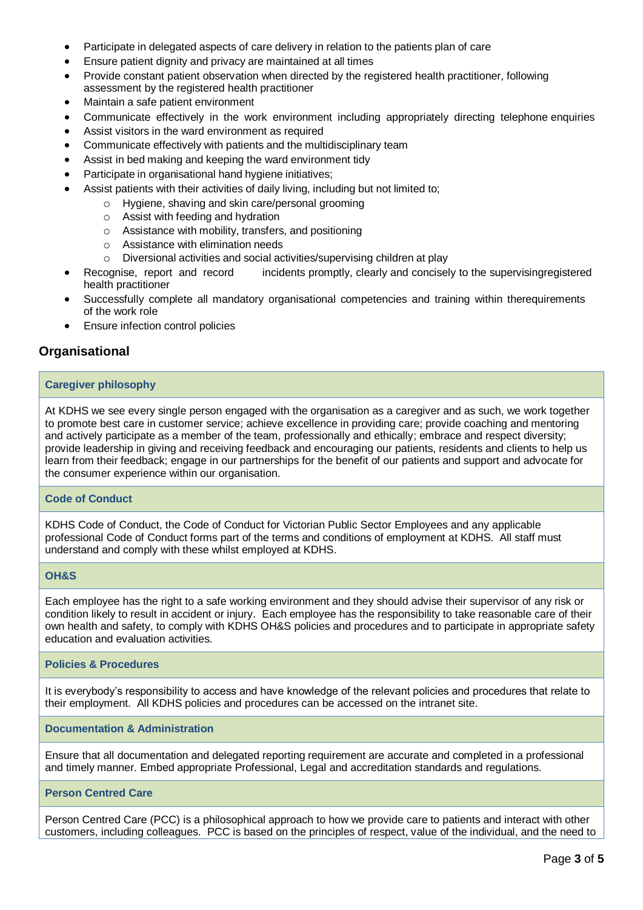- Participate in delegated aspects of care delivery in relation to the patients plan of care
- Ensure patient dignity and privacy are maintained at all times
- Provide constant patient observation when directed by the registered health practitioner, following assessment by the registered health practitioner
- Maintain a safe patient environment
- Communicate effectively in the work environment including appropriately directing telephone enquiries
- Assist visitors in the ward environment as required
- Communicate effectively with patients and the multidisciplinary team
- Assist in bed making and keeping the ward environment tidy
- Participate in organisational hand hygiene initiatives;
- Assist patients with their activities of daily living, including but not limited to;
    - Hygiene, shaving and skin care/personal grooming
    - Assist with feeding and hydration
    - Assistance with mobility, transfers, and positioning
    - Assistance with elimination needs
    - Diversional activities and social activities/supervising children at play
- Recognise, report and record incidents promptly, clearly and concisely to the supervisingregistered health practitioner
- Successfully complete all mandatory organisational competencies and training within therequirements of the work role
- Ensure infection control policies

## Organisational

### Caregiver philosophy

At KDHS we see every single person engaged with the organisation as a caregiver and as such, we work together to promote best care in customer service; achieve excellence in providing care; provide coaching and mentoring and actively participate as a member of the team, professionally and ethically; embrace and respect diversity; provide leadership in giving and receiving feedback and encouraging our patients, residents and clients to help us learn from their feedback; engage in our partnerships for the benefit of our patients and support and advocate for the consumer experience within our organisation.

### Code of Conduct

KDHS Code of Conduct, the Code of Conduct for Victorian Public Sector Employees and any applicable professional Code of Conduct forms part of the terms and conditions of employment at KDHS. All staff must understand and comply with these whilst employed at KDHS.

### OH&S

Each employee has the right to a safe working environment and they should advise their supervisor of any risk or condition likely to result in accident or injury. Each employee has the responsibility to take reasonable care of their own health and safety, to comply with KDHS OH&S policies and procedures and to participate in appropriate safety education and evaluation activities.

### Policies & Procedures

It is everybody's responsibility to access and have knowledge of the relevant policies and procedures that relate to their employment. All KDHS policies and procedures can be accessed on the intranet site.

### Documentation & Administration

Ensure that all documentation and delegated reporting requirement are accurate and completed in a professional and timely manner. Embed appropriate Professional, Legal and accreditation standards and regulations.

### Person Centred Care

Person Centred Care (PCC) is a philosophical approach to how we provide care to patients and interact with other customers, including colleagues. PCC is based on the principles of respect, value of the individual, and the need to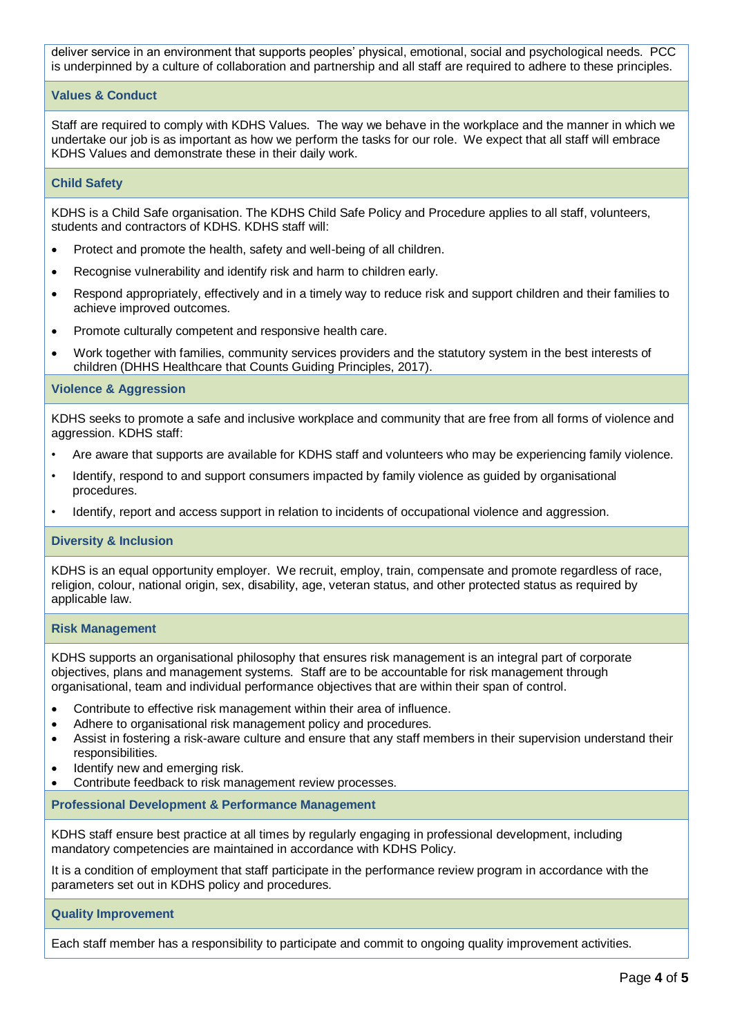deliver service in an environment that supports peoples' physical, emotional, social and psychological needs. PCC is underpinned by a culture of collaboration and partnership and all staff are required to adhere to these principles.

### Values & Conduct

Staff are required to comply with KDHS Values. The way we behave in the workplace and the manner in which we undertake our job is as important as how we perform the tasks for our role. We expect that all staff will embrace KDHS Values and demonstrate these in their daily work.

### Child Safety

KDHS is a Child Safe organisation. The KDHS Child Safe Policy and Procedure applies to all staff, volunteers, students and contractors of KDHS. KDHS staff will:

- Protect and promote the health, safety and well-being of all children.
- Recognise vulnerability and identify risk and harm to children early.
- Respond appropriately, effectively and in a timely way to reduce risk and support children and their families to achieve improved outcomes.
- Promote culturally competent and responsive health care.
- Work together with families, community services providers and the statutory system in the best interests of children (DHHS Healthcare that Counts Guiding Principles, 2017).

### Violence & Aggression

KDHS seeks to promote a safe and inclusive workplace and community that are free from all forms of violence and aggression. KDHS staff:

- Are aware that supports are available for KDHS staff and volunteers who may be experiencing family violence.
- Identify, respond to and support consumers impacted by family violence as guided by organisational procedures.
- Identify, report and access support in relation to incidents of occupational violence and aggression.

### Diversity & Inclusion

KDHS is an equal opportunity employer. We recruit, employ, train, compensate and promote regardless of race, religion, colour, national origin, sex, disability, age, veteran status, and other protected status as required by applicable law.

### Risk Management

KDHS supports an organisational philosophy that ensures risk management is an integral part of corporate objectives, plans and management systems. Staff are to be accountable for risk management through organisational, team and individual performance objectives that are within their span of control.

- Contribute to effective risk management within their area of influence.
- Adhere to organisational risk management policy and procedures.
- Assist in fostering a risk-aware culture and ensure that any staff members in their supervision understand their responsibilities.
- Identify new and emerging risk.
- Contribute feedback to risk management review processes.

### Professional Development & Performance Management

KDHS staff ensure best practice at all times by regularly engaging in professional development, including mandatory competencies are maintained in accordance with KDHS Policy.

It is a condition of employment that staff participate in the performance review program in accordance with the parameters set out in KDHS policy and procedures.

### Quality Improvement

Each staff member has a responsibility to participate and commit to ongoing quality improvement activities.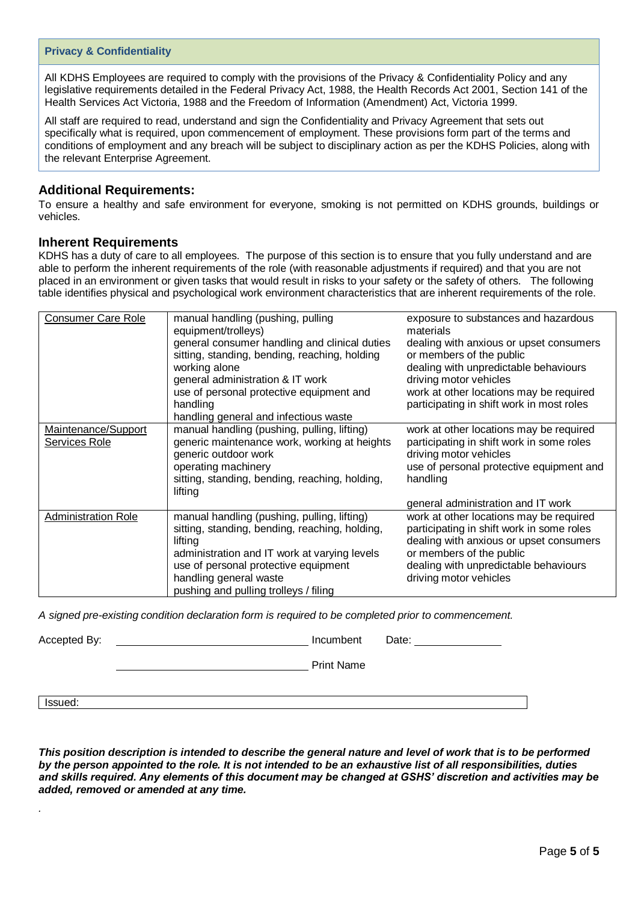## Privacy & Confidentiality

All KDHS Employees are required to comply with the provisions of the Privacy & Confidentiality Policy and any legislative requirements detailed in the Federal Privacy Act, 1988, the Health Records Act 2001, Section 141 of the Health Services Act Victoria, 1988 and the Freedom of Information (Amendment) Act, Victoria 1999.

All staff are required to read, understand and sign the Confidentiality and Privacy Agreement that sets out specifically what is required, upon commencement of employment. These provisions form part of the terms and conditions of employment and any breach will be subject to disciplinary action as per the KDHS Policies, along with the relevant Enterprise Agreement.

### Additional Requirements:

To ensure a healthy and safe environment for everyone, smoking is not permitted on KDHS grounds, buildings or vehicles.

### Inherent Requirements

KDHS has a duty of care to all employees. The purpose of this section is to ensure that you fully understand and are able to perform the inherent requirements of the role (with reasonable adjustments if required) and that you are not placed in an environment or given tasks that would result in risks to your safety or the safety of others. The following table identifies physical and psychological work environment characteristics that are inherent requirements of the role.

| | | |
|---|---|---|
| Consumer Care Role | manual handling (pushing, pulling equipment/trolleys)<br>general consumer handling and clinical duties<br>sitting, standing, bending, reaching, holding<br>working alone<br>general administration & IT work<br>use of personal protective equipment and handling<br>handling general and infectious waste | exposure to substances and hazardous materials<br>dealing with anxious or upset consumers or members of the public<br>dealing with unpredictable behaviours<br>driving motor vehicles<br>work at other locations may be required<br>participating in shift work in most roles |
| Maintenance/Support Services Role | manual handling (pushing, pulling, lifting)<br>generic maintenance work, working at heights<br>generic outdoor work<br>operating machinery<br>sitting, standing, bending, reaching, holding, lifting | work at other locations may be required<br>participating in shift work in some roles<br>driving motor vehicles<br>use of personal protective equipment and handling<br>general administration and IT work |
| Administration Role | manual handling (pushing, pulling, lifting)<br>sitting, standing, bending, reaching, holding, lifting<br>administration and IT work at varying levels<br>use of personal protective equipment<br>handling general waste<br>pushing and pulling trolleys / filing | work at other locations may be required<br>participating in shift work in some roles<br>dealing with anxious or upset consumers or members of the public<br>dealing with unpredictable behaviours<br>driving motor vehicles |

*A signed pre-existing condition declaration form is required to be completed prior to commencement.*

Accepted By: ______________________________ Incumbent Date: ______________

______________________________ Print Name

Issued:

***This position description is intended to describe the general nature and level of work that is to be performed by the person appointed to the role. It is not intended to be an exhaustive list of all responsibilities, duties and skills required. Any elements of this document may be changed at GSHS' discretion and activities may be added, removed or amended at any time.***